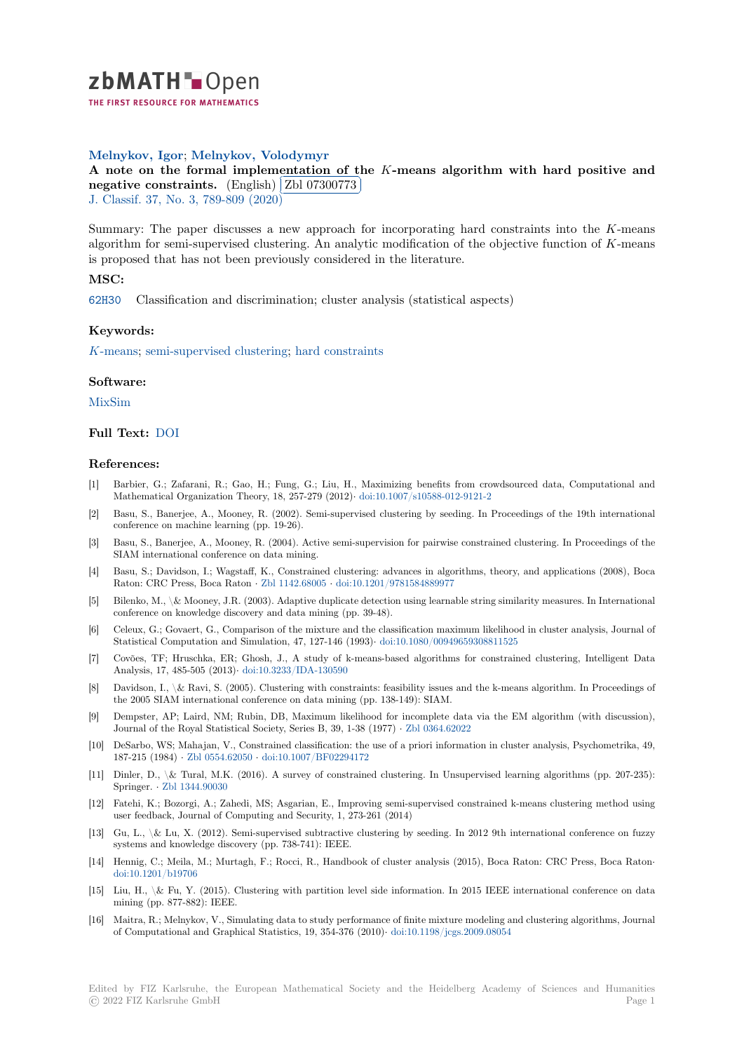**Melnykov, Igor; Melnykov, Volodymyr**

**A note on the formal implementation of the $K$-means algorithm with hard positive and negative constraints.** (English) Zbl 07300773

J. Classif. 37, No. 3, 789-809 (2020)

Summary: The paper discusses a new approach for incorporating hard constraints into the $K$-means algorithm for semi-supervised clustering. An analytic modification of the objective function of $K$-means is proposed that has not been previously considered in the literature.

### MSC:

62H30 Classification and discrimination; cluster analysis (statistical aspects)

### Keywords:

$K$-means; semi-supervised clustering; hard constraints

### Software:

MixSim

### Full Text: DOI

### References:

[1] Barbier, G.; Zafarani, R.; Gao, H.; Fung, G.; Liu, H., Maximizing benefits from crowdsourced data, Computational and Mathematical Organization Theory, 18, 257-279 (2012)· doi:10.1007/s10588-012-9121-2

[2] Basu, S., Banerjee, A., Mooney, R. (2002). Semi-supervised clustering by seeding. In Proceedings of the 19th international conference on machine learning (pp. 19-26).

[3] Basu, S., Banerjee, A., Mooney, R. (2004). Active semi-supervision for pairwise constrained clustering. In Proceedings of the SIAM international conference on data mining.

[4] Basu, S.; Davidson, I.; Wagstaff, K., Constrained clustering: advances in algorithms, theory, and applications (2008), Boca Raton: CRC Press, Boca Raton · Zbl 1142.68005 · doi:10.1201/9781584889977

[5] Bilenko, M., \& Mooney, J.R. (2003). Adaptive duplicate detection using learnable string similarity measures. In International conference on knowledge discovery and data mining (pp. 39-48).

[6] Celeux, G.; Govaert, G., Comparison of the mixture and the classification maximum likelihood in cluster analysis, Journal of Statistical Computation and Simulation, 47, 127-146 (1993)· doi:10.1080/00949659308811525

[7] Covões, TF; Hruschka, ER; Ghosh, J., A study of k-means-based algorithms for constrained clustering, Intelligent Data Analysis, 17, 485-505 (2013)· doi:10.3233/IDA-130590

[8] Davidson, I., \& Ravi, S. (2005). Clustering with constraints: feasibility issues and the k-means algorithm. In Proceedings of the 2005 SIAM international conference on data mining (pp. 138-149): SIAM.

[9] Dempster, AP; Laird, NM; Rubin, DB, Maximum likelihood for incomplete data via the EM algorithm (with discussion), Journal of the Royal Statistical Society, Series B, 39, 1-38 (1977) · Zbl 0364.62022

[10] DeSarbo, WS; Mahajan, V., Constrained classification: the use of a priori information in cluster analysis, Psychometrika, 49, 187-215 (1984) · Zbl 0554.62050 · doi:10.1007/BF02294172

[11] Dinler, D., \& Tural, M.K. (2016). A survey of constrained clustering. In Unsupervised learning algorithms (pp. 207-235): Springer. · Zbl 1344.90030

[12] Fatehi, K.; Bozorgi, A.; Zahedi, MS; Asgarian, E., Improving semi-supervised constrained k-means clustering method using user feedback, Journal of Computing and Security, 1, 273-261 (2014)

[13] Gu, L., \& Lu, X. (2012). Semi-supervised subtractive clustering by seeding. In 2012 9th international conference on fuzzy systems and knowledge discovery (pp. 738-741): IEEE.

[14] Hennig, C.; Meila, M.; Murtagh, F.; Rocci, R., Handbook of cluster analysis (2015), Boca Raton: CRC Press, Boca Raton· doi:10.1201/b19706

[15] Liu, H., \& Fu, Y. (2015). Clustering with partition level side information. In 2015 IEEE international conference on data mining (pp. 877-882): IEEE.

[16] Maitra, R.; Melnykov, V., Simulating data to study performance of finite mixture modeling and clustering algorithms, Journal of Computational and Graphical Statistics, 19, 354-376 (2010)· doi:10.1198/jcgs.2009.08054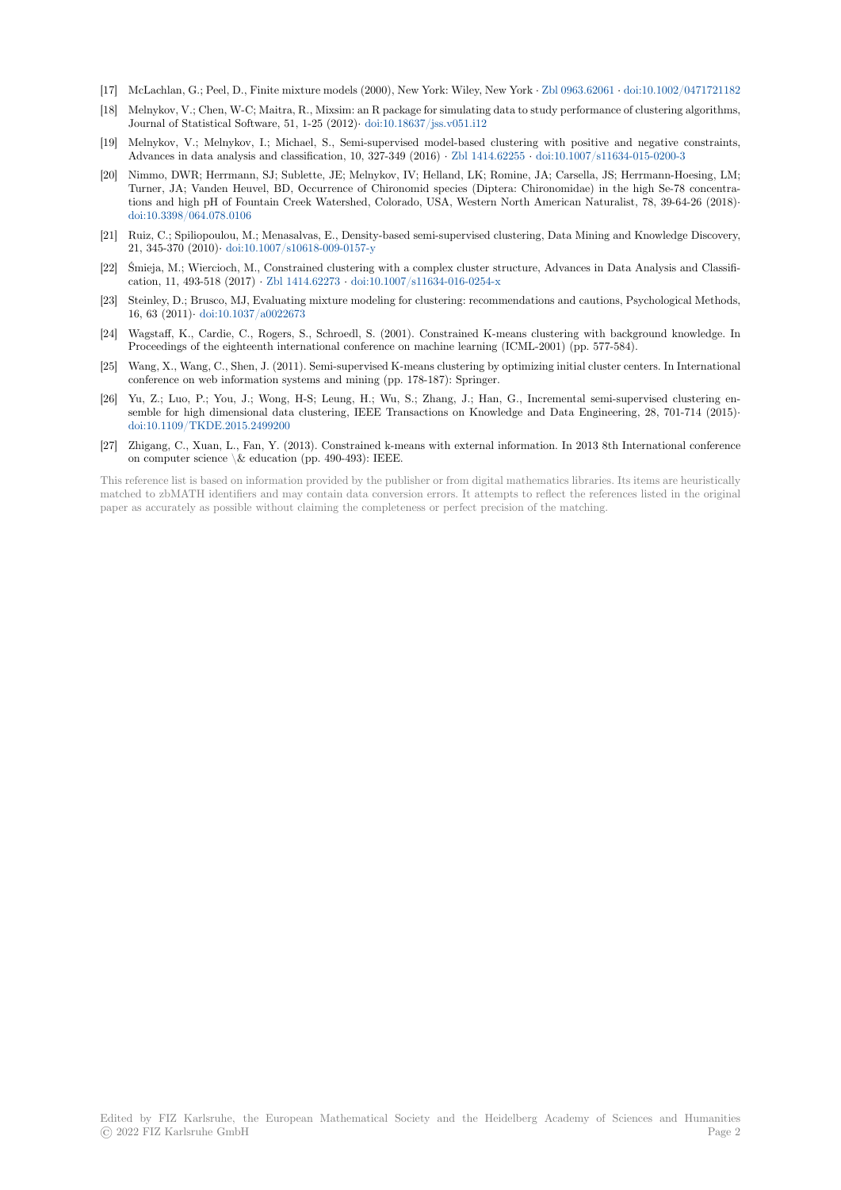[17] McLachlan, G.; Peel, D., Finite mixture models (2000), New York: Wiley, New York · Zbl 0963.62061 · doi:10.1002/0471721182

[18] Melnykov, V.; Chen, W-C; Maitra, R., Mixsim: an R package for simulating data to study performance of clustering algorithms, Journal of Statistical Software, 51, 1-25 (2012)· doi:10.18637/jss.v051.i12

[19] Melnykov, V.; Melnykov, I.; Michael, S., Semi-supervised model-based clustering with positive and negative constraints, Advances in data analysis and classification, 10, 327-349 (2016) · Zbl 1414.62255 · doi:10.1007/s11634-015-0200-3

[20] Nimmo, DWR; Herrmann, SJ; Sublette, JE; Melnykov, IV; Helland, LK; Romine, JA; Carsella, JS; Herrmann-Hoesing, LM; Turner, JA; Vanden Heuvel, BD, Occurrence of Chironomid species (Diptera: Chironomidae) in the high Se-78 concentrations and high pH of Fountain Creek Watershed, Colorado, USA, Western North American Naturalist, 78, 39-64-26 (2018)· doi:10.3398/064.078.0106

[21] Ruiz, C.; Spiliopoulou, M.; Menasalvas, E., Density-based semi-supervised clustering, Data Mining and Knowledge Discovery, 21, 345-370 (2010)· doi:10.1007/s10618-009-0157-y

[22] Śmieja, M.; Wiercioch, M., Constrained clustering with a complex cluster structure, Advances in Data Analysis and Classification, 11, 493-518 (2017) · Zbl 1414.62273 · doi:10.1007/s11634-016-0254-x

[23] Steinley, D.; Brusco, MJ, Evaluating mixture modeling for clustering: recommendations and cautions, Psychological Methods, 16, 63 (2011)· doi:10.1037/a0022673

[24] Wagstaff, K., Cardie, C., Rogers, S., Schroedl, S. (2001). Constrained K-means clustering with background knowledge. In Proceedings of the eighteenth international conference on machine learning (ICML-2001) (pp. 577-584).

[25] Wang, X., Wang, C., Shen, J. (2011). Semi-supervised K-means clustering by optimizing initial cluster centers. In International conference on web information systems and mining (pp. 178-187): Springer.

[26] Yu, Z.; Luo, P.; You, J.; Wong, H-S; Leung, H.; Wu, S.; Zhang, J.; Han, G., Incremental semi-supervised clustering ensemble for high dimensional data clustering, IEEE Transactions on Knowledge and Data Engineering, 28, 701-714 (2015)· doi:10.1109/TKDE.2015.2499200

[27] Zhigang, C., Xuan, L., Fan, Y. (2013). Constrained k-means with external information. In 2013 8th International conference on computer science \& education (pp. 490-493): IEEE.

This reference list is based on information provided by the publisher or from digital mathematics libraries. Its items are heuristically matched to zbMATH identifiers and may contain data conversion errors. It attempts to reflect the references listed in the original paper as accurately as possible without claiming the completeness or perfect precision of the matching.